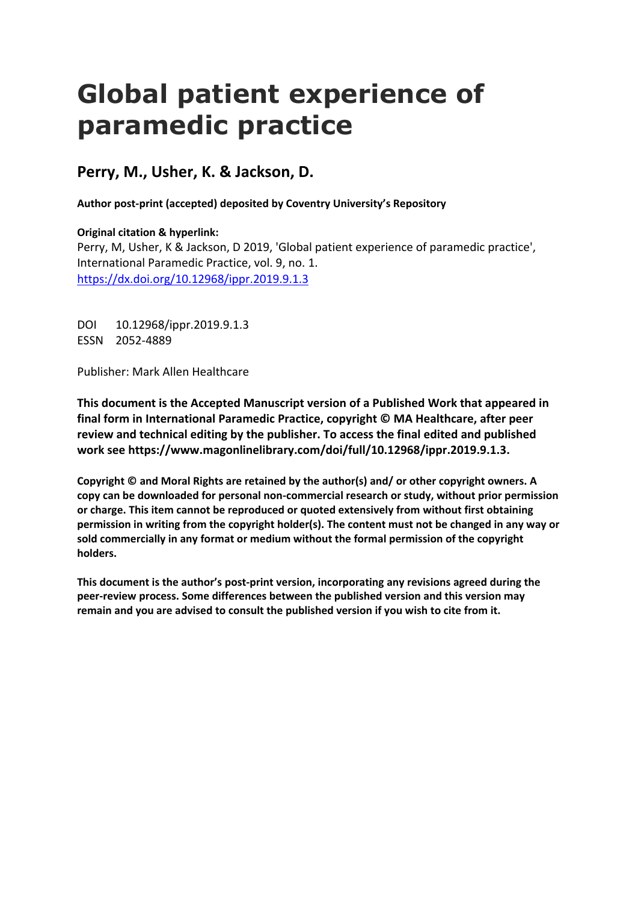# Global patient experience of paramedic practice

## Perry, M., Usher, K. & Jackson, D.

**Author post-print (accepted) deposited by Coventry University's Repository**

**Original citation & hyperlink:**
Perry, M, Usher, K & Jackson, D 2019, 'Global patient experience of paramedic practice', International Paramedic Practice, vol. 9, no. 1.
https://dx.doi.org/10.12968/ippr.2019.9.1.3

DOI 10.12968/ippr.2019.9.1.3
ESSN 2052-4889

Publisher: Mark Allen Healthcare

**This document is the Accepted Manuscript version of a Published Work that appeared in final form in International Paramedic Practice, copyright © MA Healthcare, after peer review and technical editing by the publisher. To access the final edited and published work see https://www.magonlinelibrary.com/doi/full/10.12968/ippr.2019.9.1.3.**

**Copyright © and Moral Rights are retained by the author(s) and/ or other copyright owners. A copy can be downloaded for personal non-commercial research or study, without prior permission or charge. This item cannot be reproduced or quoted extensively from without first obtaining permission in writing from the copyright holder(s). The content must not be changed in any way or sold commercially in any format or medium without the formal permission of the copyright holders.**

**This document is the author's post-print version, incorporating any revisions agreed during the peer-review process. Some differences between the published version and this version may remain and you are advised to consult the published version if you wish to cite from it.**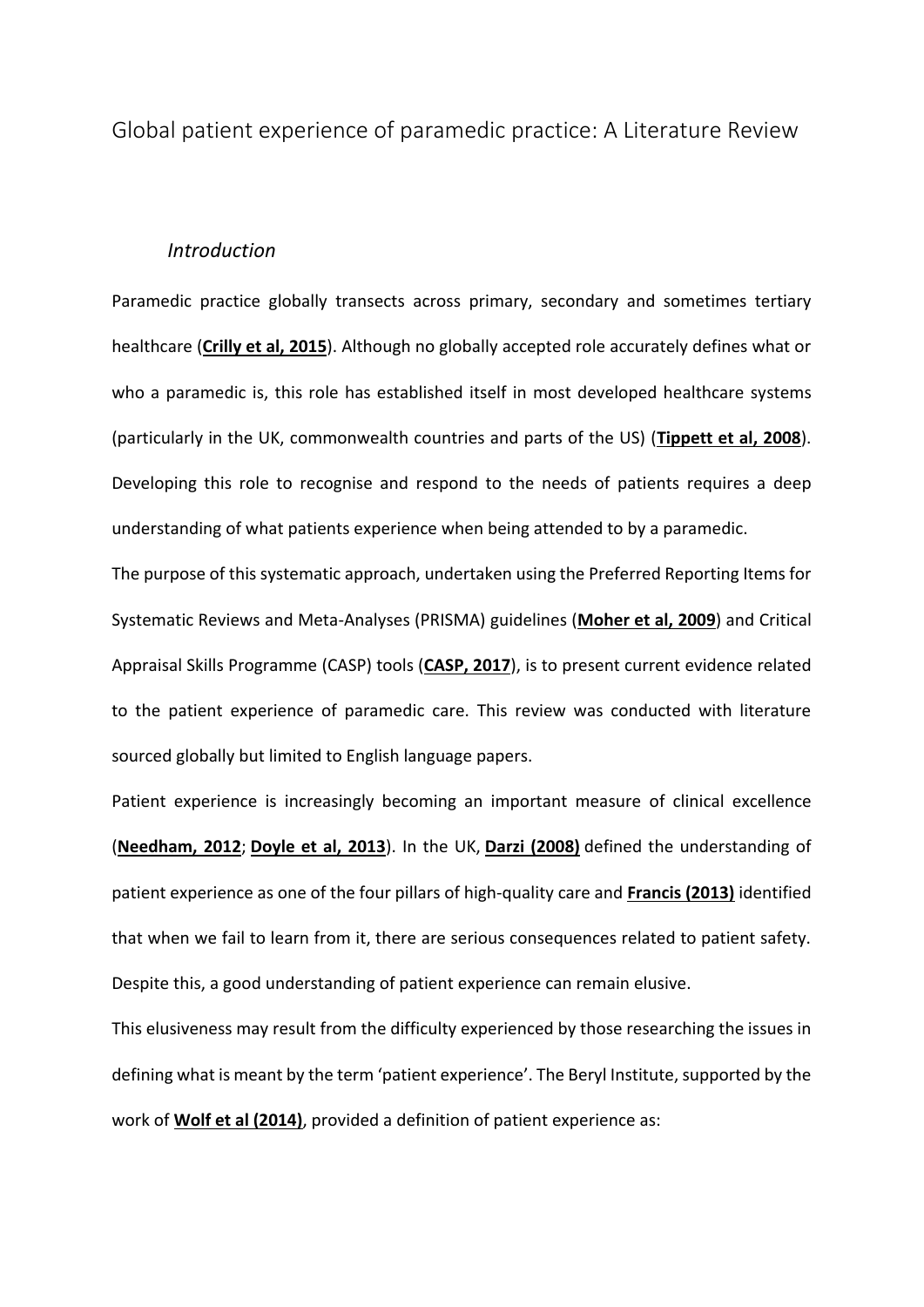# Global patient experience of paramedic practice: A Literature Review

## *Introduction*

Paramedic practice globally transects across primary, secondary and sometimes tertiary healthcare (**Crilly et al, 2015**). Although no globally accepted role accurately defines what or who a paramedic is, this role has established itself in most developed healthcare systems (particularly in the UK, commonwealth countries and parts of the US) (**Tippett et al, 2008**). Developing this role to recognise and respond to the needs of patients requires a deep understanding of what patients experience when being attended to by a paramedic.

The purpose of this systematic approach, undertaken using the Preferred Reporting Items for Systematic Reviews and Meta-Analyses (PRISMA) guidelines (**Moher et al, 2009**) and Critical Appraisal Skills Programme (CASP) tools (**CASP, 2017**), is to present current evidence related to the patient experience of paramedic care. This review was conducted with literature sourced globally but limited to English language papers.

Patient experience is increasingly becoming an important measure of clinical excellence (**Needham, 2012**; **Doyle et al, 2013**). In the UK, **Darzi (2008)** defined the understanding of patient experience as one of the four pillars of high-quality care and **Francis (2013)** identified that when we fail to learn from it, there are serious consequences related to patient safety. Despite this, a good understanding of patient experience can remain elusive.

This elusiveness may result from the difficulty experienced by those researching the issues in defining what is meant by the term 'patient experience'. The Beryl Institute, supported by the work of **Wolf et al (2014)**, provided a definition of patient experience as: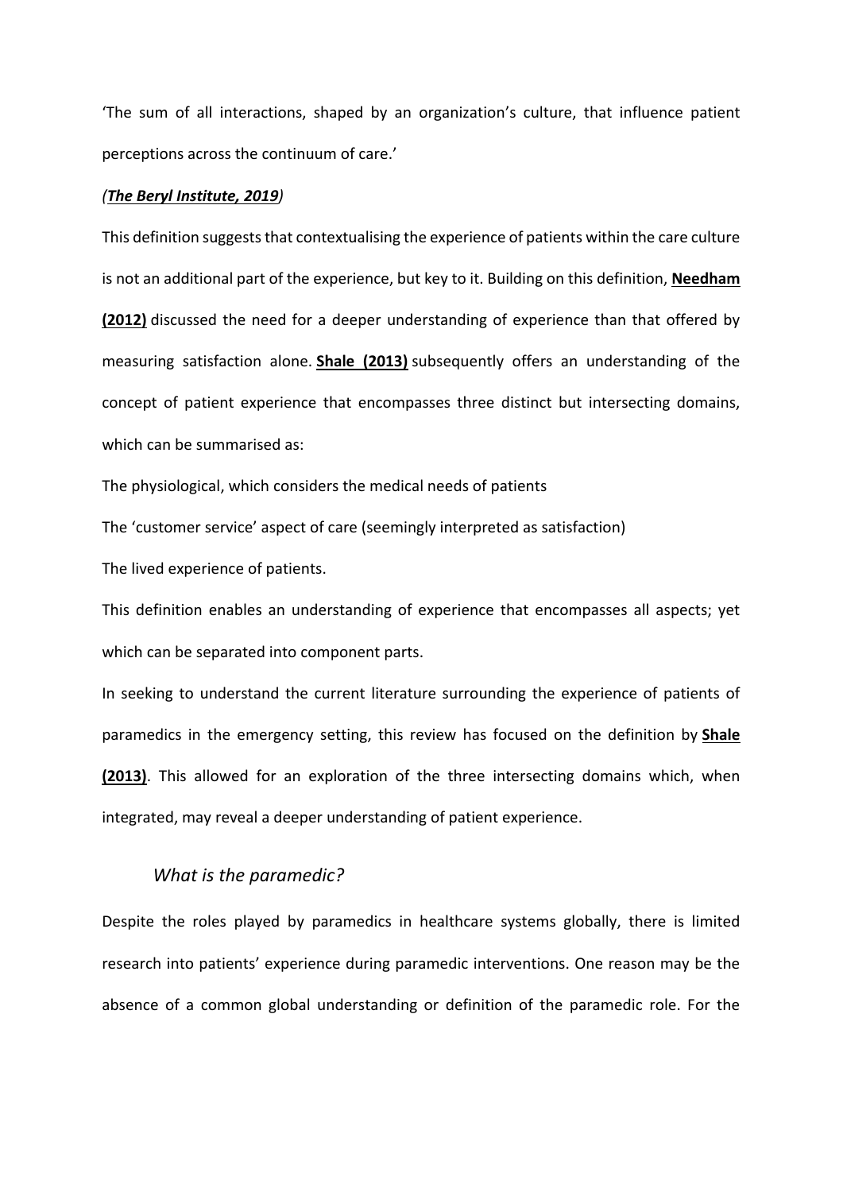'The sum of all interactions, shaped by an organization's culture, that influence patient perceptions across the continuum of care.'

*(**The Beryl Institute, 2019**)*

This definition suggests that contextualising the experience of patients within the care culture is not an additional part of the experience, but key to it. Building on this definition, **Needham (2012)** discussed the need for a deeper understanding of experience than that offered by measuring satisfaction alone. **Shale (2013)** subsequently offers an understanding of the concept of patient experience that encompasses three distinct but intersecting domains, which can be summarised as:

The physiological, which considers the medical needs of patients

The 'customer service' aspect of care (seemingly interpreted as satisfaction)

The lived experience of patients.

This definition enables an understanding of experience that encompasses all aspects; yet which can be separated into component parts.

In seeking to understand the current literature surrounding the experience of patients of paramedics in the emergency setting, this review has focused on the definition by **Shale (2013)**. This allowed for an exploration of the three intersecting domains which, when integrated, may reveal a deeper understanding of patient experience.

## *What is the paramedic?*

Despite the roles played by paramedics in healthcare systems globally, there is limited research into patients' experience during paramedic interventions. One reason may be the absence of a common global understanding or definition of the paramedic role. For the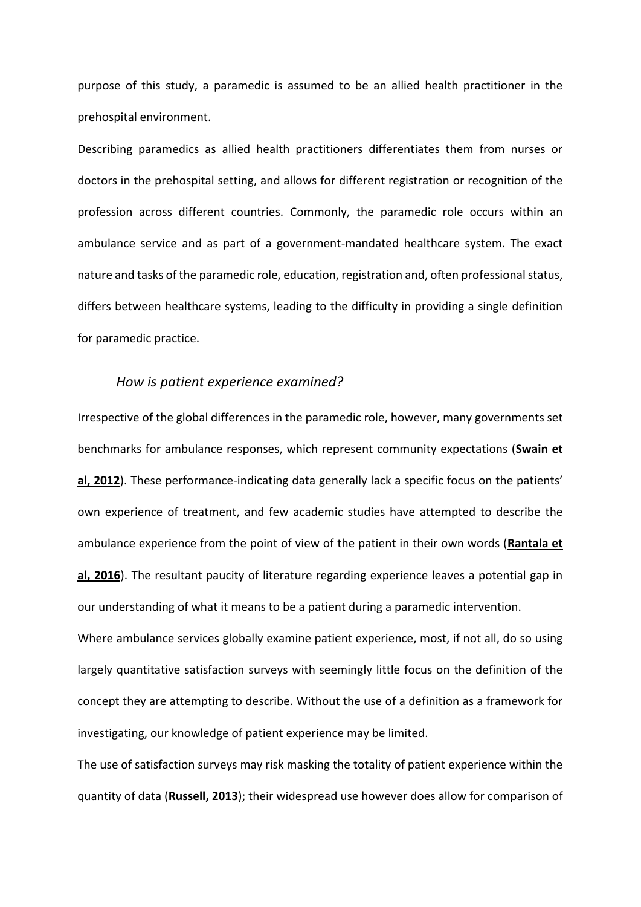purpose of this study, a paramedic is assumed to be an allied health practitioner in the prehospital environment.

Describing paramedics as allied health practitioners differentiates them from nurses or doctors in the prehospital setting, and allows for different registration or recognition of the profession across different countries. Commonly, the paramedic role occurs within an ambulance service and as part of a government-mandated healthcare system. The exact nature and tasks of the paramedic role, education, registration and, often professional status, differs between healthcare systems, leading to the difficulty in providing a single definition for paramedic practice.

### *How is patient experience examined?*

Irrespective of the global differences in the paramedic role, however, many governments set benchmarks for ambulance responses, which represent community expectations (**Swain et al, 2012**). These performance-indicating data generally lack a specific focus on the patients' own experience of treatment, and few academic studies have attempted to describe the ambulance experience from the point of view of the patient in their own words (**Rantala et al, 2016**). The resultant paucity of literature regarding experience leaves a potential gap in our understanding of what it means to be a patient during a paramedic intervention.

Where ambulance services globally examine patient experience, most, if not all, do so using largely quantitative satisfaction surveys with seemingly little focus on the definition of the concept they are attempting to describe. Without the use of a definition as a framework for investigating, our knowledge of patient experience may be limited.

The use of satisfaction surveys may risk masking the totality of patient experience within the quantity of data (**Russell, 2013**); their widespread use however does allow for comparison of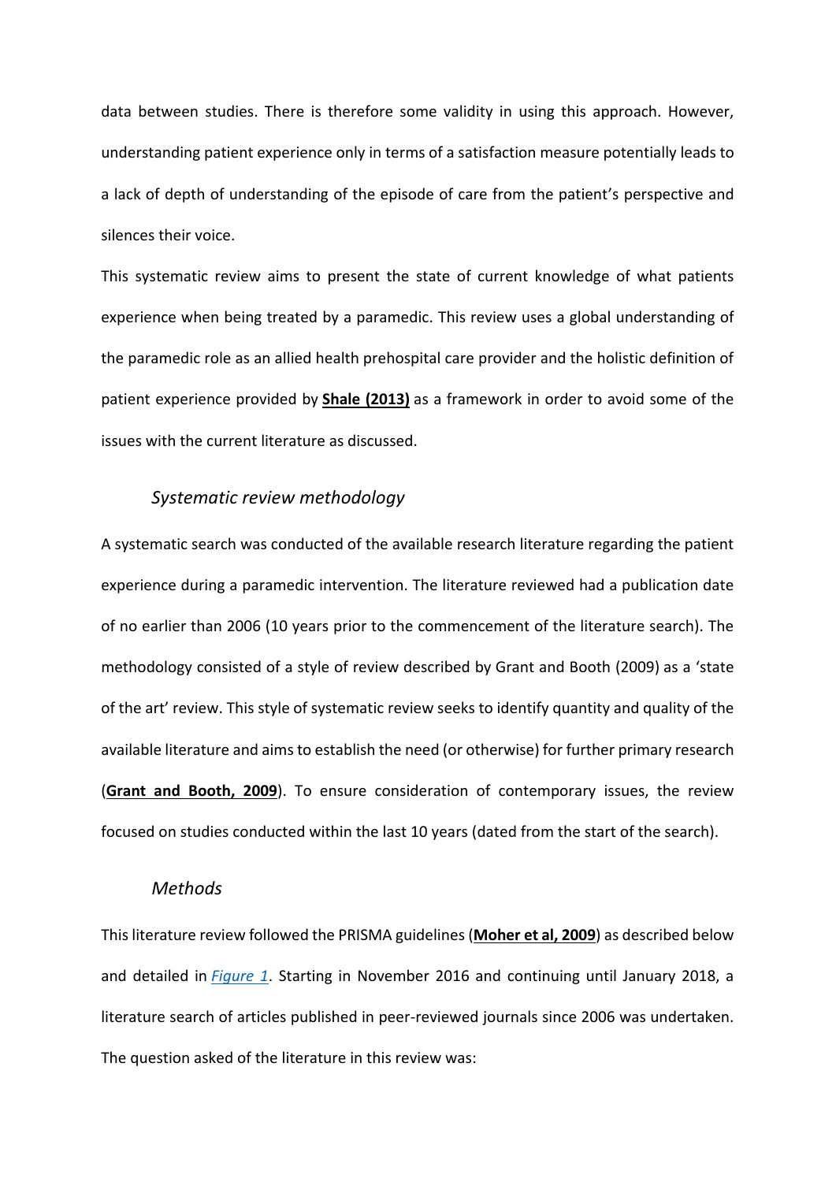data between studies. There is therefore some validity in using this approach. However, understanding patient experience only in terms of a satisfaction measure potentially leads to a lack of depth of understanding of the episode of care from the patient's perspective and silences their voice.

This systematic review aims to present the state of current knowledge of what patients experience when being treated by a paramedic. This review uses a global understanding of the paramedic role as an allied health prehospital care provider and the holistic definition of patient experience provided by **Shale (2013)** as a framework in order to avoid some of the issues with the current literature as discussed.

### *Systematic review methodology*

A systematic search was conducted of the available research literature regarding the patient experience during a paramedic intervention. The literature reviewed had a publication date of no earlier than 2006 (10 years prior to the commencement of the literature search). The methodology consisted of a style of review described by Grant and Booth (2009) as a 'state of the art' review. This style of systematic review seeks to identify quantity and quality of the available literature and aims to establish the need (or otherwise) for further primary research (**Grant and Booth, 2009**). To ensure consideration of contemporary issues, the review focused on studies conducted within the last 10 years (dated from the start of the search).

### *Methods*

This literature review followed the PRISMA guidelines (**Moher et al, 2009**) as described below and detailed in *Figure 1*. Starting in November 2016 and continuing until January 2018, a literature search of articles published in peer-reviewed journals since 2006 was undertaken. The question asked of the literature in this review was: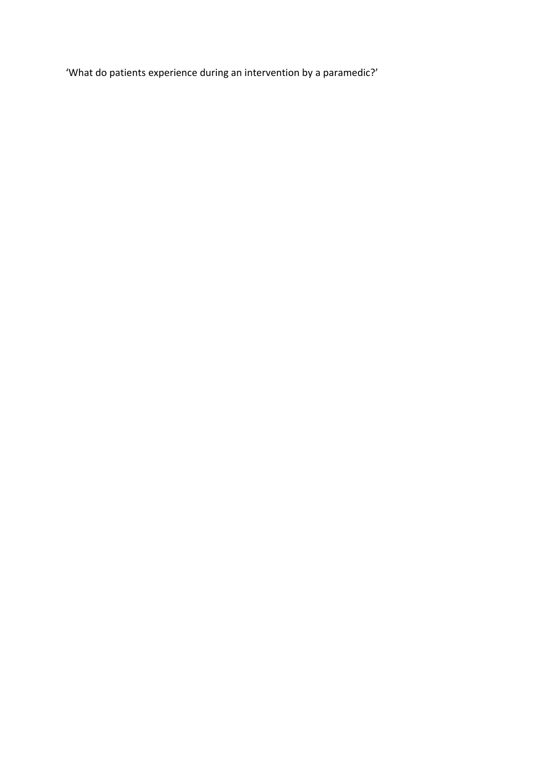'What do patients experience during an intervention by a paramedic?'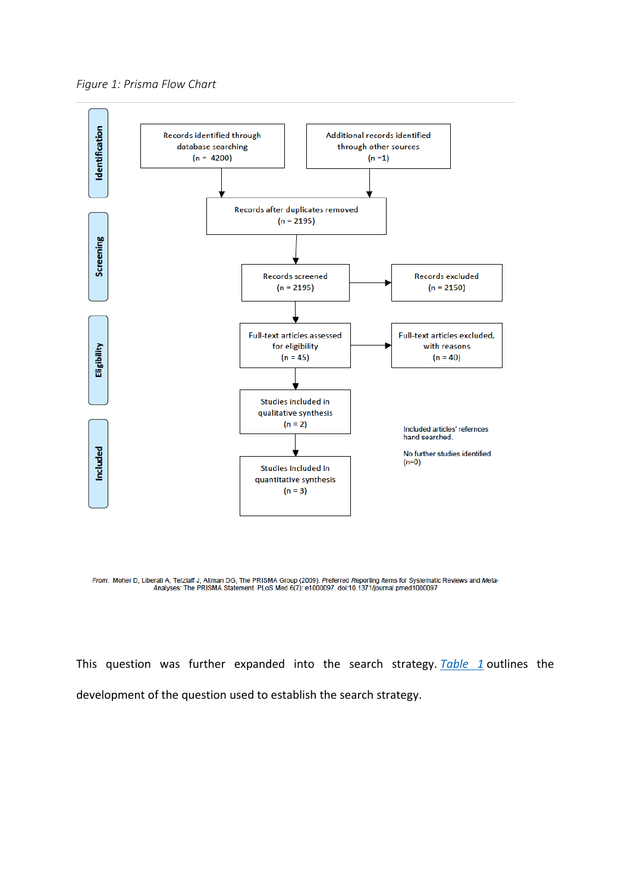*Figure 1: Prisma Flow Chart*

**Identification**

Records identified through database searching (n = 4200)

Additional records identified through other sources (n =1)

**Screening**

Records after duplicates removed (n = 2195)

Records screened (n = 2195)

Records excluded (n = 2150)

**Eligibility**

Full-text articles assessed for eligibility (n = 45)

Full-text articles excluded, with reasons (n = 40)

**Included**

Studies included in qualitative synthesis (n = 2)

Studies included in quantitative synthesis (n = 3)

Included articles' refernces hand searched.

No further studies identified (n=0)

*From:* Moher D, Liberati A, Tetzlaff J, Altman DG, The PRISMA Group (2009). *P*referred *R*eporting *I*tems for *S*ystematic Reviews and *M*eta-Analyses: The PRISMA Statement. PLoS Med 6(7): e1000097. doi:10.1371/journal.pmed1000097

This question was further expanded into the search strategy. *Table 1* outlines the development of the question used to establish the search strategy.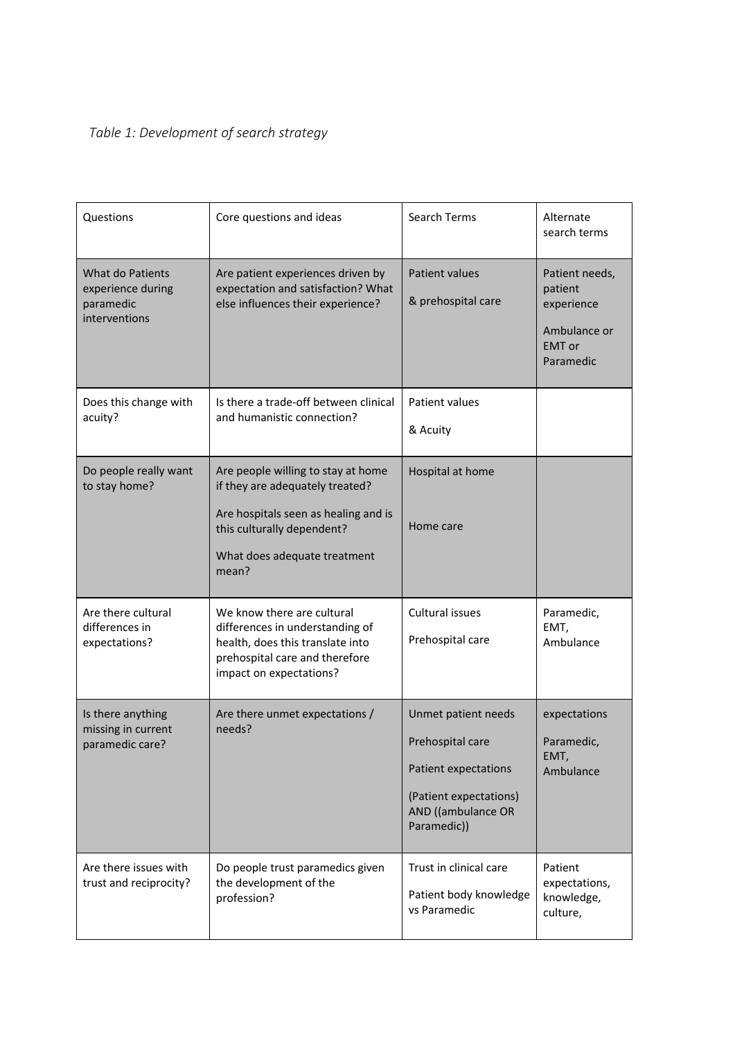*Table 1: Development of search strategy*

| Questions | Core questions and ideas | Search Terms | Alternate search terms |
|---|---|---|---|
| What do Patients experience during paramedic interventions | Are patient experiences driven by expectation and satisfaction? What else influences their experience? | Patient values<br><br>& prehospital care | Patient needs, patient experience<br><br>Ambulance or EMT or Paramedic |
| Does this change with acuity? | Is there a trade-off between clinical and humanistic connection? | Patient values<br><br>& Acuity | |
| Do people really want to stay home? | Are people willing to stay at home if they are adequately treated?<br><br>Are hospitals seen as healing and is this culturally dependent?<br><br>What does adequate treatment mean? | Hospital at home<br><br>Home care | |
| Are there cultural differences in expectations? | We know there are cultural differences in understanding of health, does this translate into prehospital care and therefore impact on expectations? | Cultural issues<br><br>Prehospital care | Paramedic, EMT, Ambulance |
| Is there anything missing in current paramedic care? | Are there unmet expectations / needs? | Unmet patient needs<br><br>Prehospital care<br><br>Patient expectations<br><br>(Patient expectations) AND ((ambulance OR Paramedic)) | expectations<br><br>Paramedic, EMT, Ambulance |
| Are there issues with trust and reciprocity? | Do people trust paramedics given the development of the profession? | Trust in clinical care<br><br>Patient body knowledge vs Paramedic | Patient expectations, knowledge, culture, |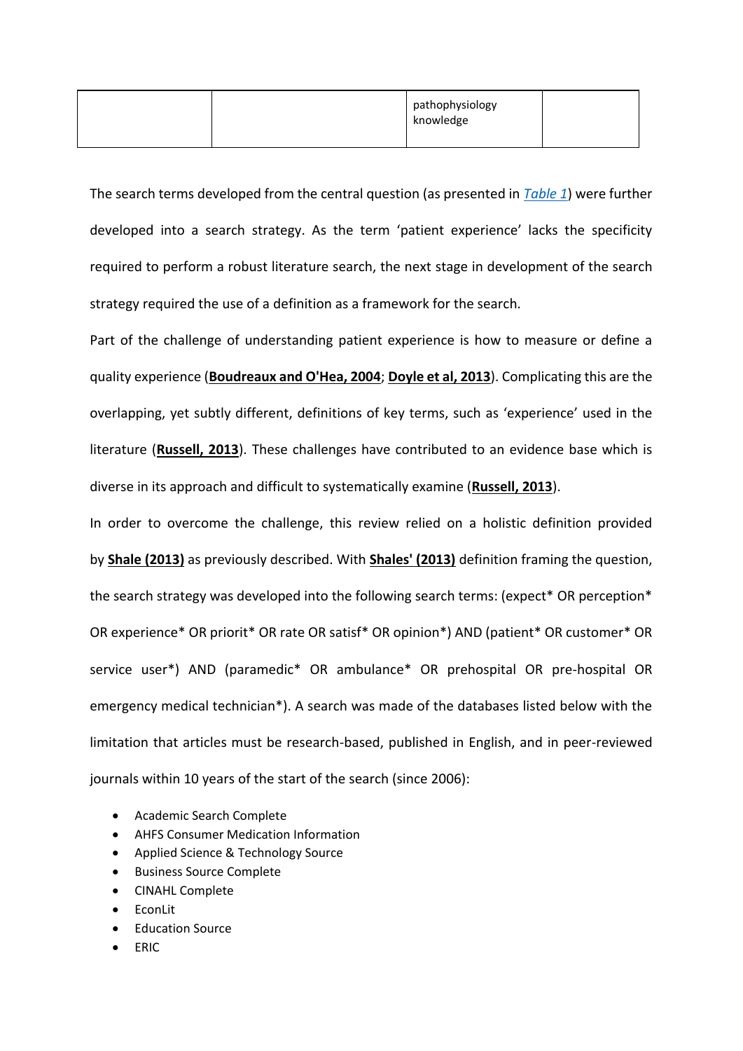| | | pathophysiology knowledge | |
|---|---|---|---|

The search terms developed from the central question (as presented in *Table 1*) were further developed into a search strategy. As the term 'patient experience' lacks the specificity required to perform a robust literature search, the next stage in development of the search strategy required the use of a definition as a framework for the search.

Part of the challenge of understanding patient experience is how to measure or define a quality experience (**Boudreaux and O'Hea, 2004**; **Doyle et al, 2013**). Complicating this are the overlapping, yet subtly different, definitions of key terms, such as 'experience' used in the literature (**Russell, 2013**). These challenges have contributed to an evidence base which is diverse in its approach and difficult to systematically examine (**Russell, 2013**).

In order to overcome the challenge, this review relied on a holistic definition provided by **Shale (2013)** as previously described. With **Shales' (2013)** definition framing the question, the search strategy was developed into the following search terms: (expect* OR perception* OR experience* OR priorit* OR rate OR satisf* OR opinion*) AND (patient* OR customer* OR service user*) AND (paramedic* OR ambulance* OR prehospital OR pre-hospital OR emergency medical technician*). A search was made of the databases listed below with the limitation that articles must be research-based, published in English, and in peer-reviewed journals within 10 years of the start of the search (since 2006):

- Academic Search Complete
- AHFS Consumer Medication Information
- Applied Science & Technology Source
- Business Source Complete
- CINAHL Complete
- EconLit
- Education Source
- ERIC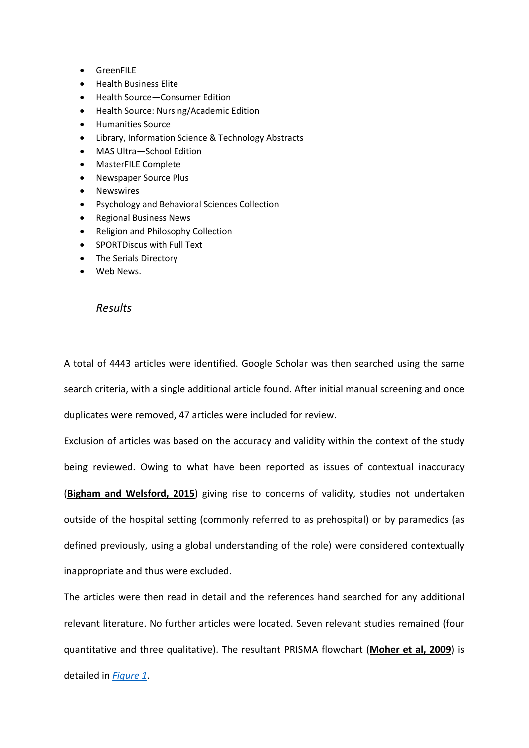- GreenFILE
- Health Business Elite
- Health Source—Consumer Edition
- Health Source: Nursing/Academic Edition
- Humanities Source
- Library, Information Science & Technology Abstracts
- MAS Ultra—School Edition
- MasterFILE Complete
- Newspaper Source Plus
- Newswires
- Psychology and Behavioral Sciences Collection
- Regional Business News
- Religion and Philosophy Collection
- SPORTDiscus with Full Text
- The Serials Directory
- Web News.

### *Results*

A total of 4443 articles were identified. Google Scholar was then searched using the same search criteria, with a single additional article found. After initial manual screening and once duplicates were removed, 47 articles were included for review.

Exclusion of articles was based on the accuracy and validity within the context of the study being reviewed. Owing to what have been reported as issues of contextual inaccuracy (**Bigham and Welsford, 2015**) giving rise to concerns of validity, studies not undertaken outside of the hospital setting (commonly referred to as prehospital) or by paramedics (as defined previously, using a global understanding of the role) were considered contextually inappropriate and thus were excluded.

The articles were then read in detail and the references hand searched for any additional relevant literature. No further articles were located. Seven relevant studies remained (four quantitative and three qualitative). The resultant PRISMA flowchart (**Moher et al, 2009**) is detailed in *Figure 1*.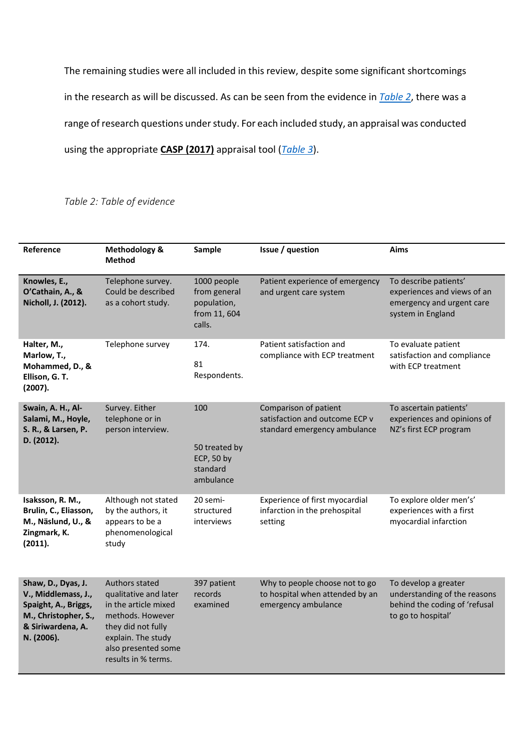The remaining studies were all included in this review, despite some significant shortcomings in the research as will be discussed. As can be seen from the evidence in *Table 2*, there was a range of research questions under study. For each included study, an appraisal was conducted using the appropriate **CASP (2017)** appraisal tool (*Table 3*).

*Table 2: Table of evidence*

| Reference | Methodology & Method | Sample | Issue / question | Aims |
|---|---|---|---|---|
| **Knowles, E., O'Cathain, A., & Nicholl, J. (2012).** | Telephone survey. Could be described as a cohort study. | 1000 people from general population, from 11, 604 calls. | Patient experience of emergency and urgent care system | To describe patients' experiences and views of an emergency and urgent care system in England |
| **Halter, M., Marlow, T., Mohammed, D., & Ellison, G. T. (2007).** | Telephone survey | 174.<br><br>81 Respondents. | Patient satisfaction and compliance with ECP treatment | To evaluate patient satisfaction and compliance with ECP treatment |
| **Swain, A. H., Al-Salami, M., Hoyle, S. R., & Larsen, P. D. (2012).** | Survey. Either telephone or in person interview. | 100<br><br>50 treated by ECP, 50 by standard ambulance | Comparison of patient satisfaction and outcome ECP v standard emergency ambulance | To ascertain patients' experiences and opinions of NZ's first ECP program |
| **Isaksson, R. M., Brulin, C., Eliasson, M., Näslund, U., & Zingmark, K. (2011).** | Although not stated by the authors, it appears to be a phenomenological study | 20 semi-structured interviews | Experience of first myocardial infarction in the prehospital setting | To explore older men's' experiences with a first myocardial infarction |
| **Shaw, D., Dyas, J. V., Middlemass, J., Spaight, A., Briggs, M., Christopher, S., & Siriwardena, A. N. (2006).** | Authors stated qualitative and later in the article mixed methods. However they did not fully explain. The study also presented some results in % terms. | 397 patient records examined | Why to people choose not to go to hospital when attended by an emergency ambulance | To develop a greater understanding of the reasons behind the coding of 'refusal to go to hospital' |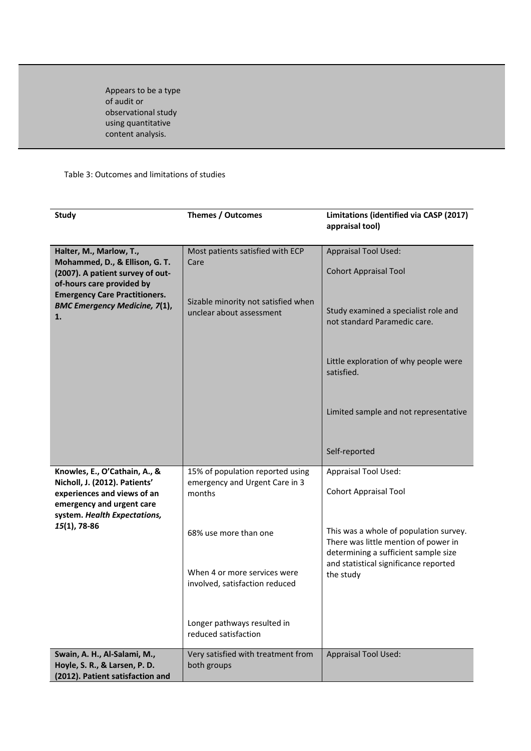| | | |
|---|---|---|
| | Appears to be a type of audit or observational study using quantitative content analysis. | |

Table 3: Outcomes and limitations of studies

| Study | Themes / Outcomes | Limitations (identified via CASP (2017) appraisal tool) |
|---|---|---|
| **Halter, M., Marlow, T., Mohammed, D., & Ellison, G. T. (2007). A patient survey of out-of-hours care provided by Emergency Care Practitioners. *BMC Emergency Medicine, 7*(1), 1.** | Most patients satisfied with ECP Care<br><br>Sizable minority not satisfied when unclear about assessment | Appraisal Tool Used:<br><br>Cohort Appraisal Tool<br><br>Study examined a specialist role and not standard Paramedic care.<br><br>Little exploration of why people were satisfied.<br><br>Limited sample and not representative<br><br>Self-reported |
| **Knowles, E., O'Cathain, A., & Nicholl, J. (2012). Patients' experiences and views of an emergency and urgent care system. *Health Expectations, 15*(1), 78-86** | 15% of population reported using emergency and Urgent Care in 3 months<br><br>68% use more than one<br><br>When 4 or more services were involved, satisfaction reduced<br><br>Longer pathways resulted in reduced satisfaction | Appraisal Tool Used:<br><br>Cohort Appraisal Tool<br><br>This was a whole of population survey. There was little mention of power in determining a sufficient sample size and statistical significance reported the study |
| **Swain, A. H., Al-Salami, M., Hoyle, S. R., & Larsen, P. D. (2012). Patient satisfaction and** | Very satisfied with treatment from both groups | Appraisal Tool Used: |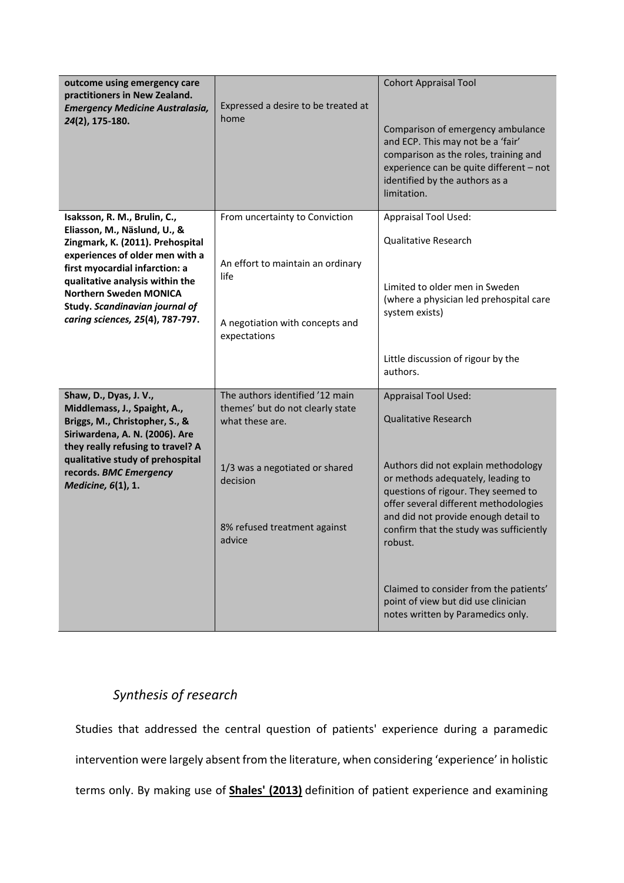| | | |
|---|---|---|
| **outcome using emergency care practitioners in New Zealand. *Emergency Medicine Australasia, 24*(2), 175-180.** | Expressed a desire to be treated at home | Cohort Appraisal Tool<br><br>Comparison of emergency ambulance and ECP. This may not be a 'fair' comparison as the roles, training and experience can be quite different – not identified by the authors as a limitation. |
| **Isaksson, R. M., Brulin, C., Eliasson, M., Näslund, U., & Zingmark, K. (2011). Prehospital experiences of older men with a first myocardial infarction: a qualitative analysis within the Northern Sweden MONICA Study. *Scandinavian journal of caring sciences, 25*(4), 787-797.** | From uncertainty to Conviction<br><br>An effort to maintain an ordinary life<br><br>A negotiation with concepts and expectations | Appraisal Tool Used:<br><br>Qualitative Research<br><br>Limited to older men in Sweden (where a physician led prehospital care system exists)<br><br>Little discussion of rigour by the authors. |
| **Shaw, D., Dyas, J. V., Middlemass, J., Spaight, A., Briggs, M., Christopher, S., & Siriwardena, A. N. (2006). Are they really refusing to travel? A qualitative study of prehospital records. *BMC Emergency Medicine, 6*(1), 1.** | The authors identified '12 main themes' but do not clearly state what these are.<br><br>1/3 was a negotiated or shared decision<br><br>8% refused treatment against advice | Appraisal Tool Used:<br><br>Qualitative Research<br><br>Authors did not explain methodology or methods adequately, leading to questions of rigour. They seemed to offer several different methodologies and did not provide enough detail to confirm that the study was sufficiently robust.<br><br>Claimed to consider from the patients' point of view but did use clinician notes written by Paramedics only. |

### *Synthesis of research*

Studies that addressed the central question of patients' experience during a paramedic intervention were largely absent from the literature, when considering 'experience' in holistic terms only. By making use of **Shales' (2013)** definition of patient experience and examining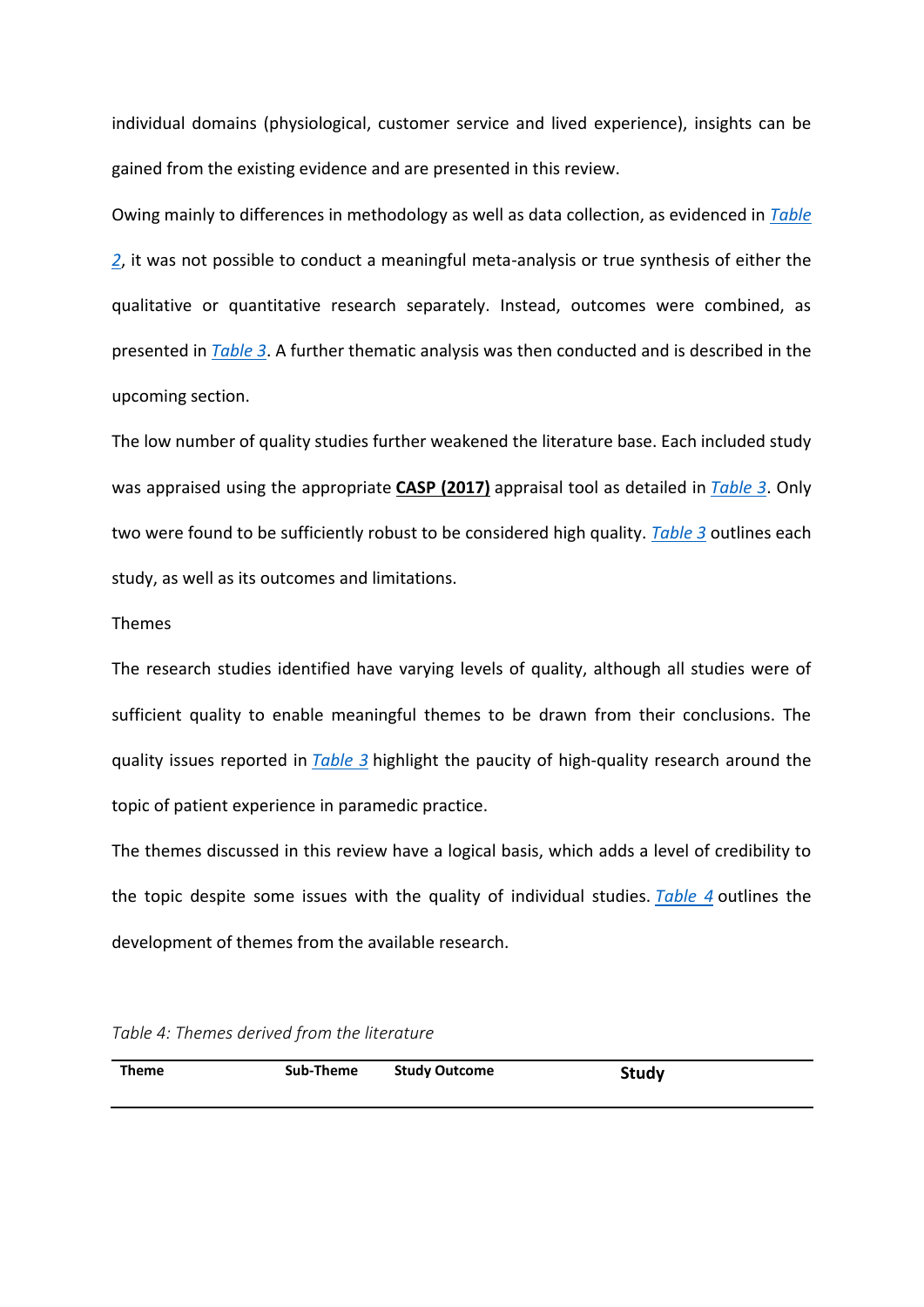individual domains (physiological, customer service and lived experience), insights can be gained from the existing evidence and are presented in this review.

Owing mainly to differences in methodology as well as data collection, as evidenced in *Table 2*, it was not possible to conduct a meaningful meta-analysis or true synthesis of either the qualitative or quantitative research separately. Instead, outcomes were combined, as presented in *Table 3*. A further thematic analysis was then conducted and is described in the upcoming section.

The low number of quality studies further weakened the literature base. Each included study was appraised using the appropriate **CASP (2017)** appraisal tool as detailed in *Table 3*. Only two were found to be sufficiently robust to be considered high quality. *Table 3* outlines each study, as well as its outcomes and limitations.

## Themes

The research studies identified have varying levels of quality, although all studies were of sufficient quality to enable meaningful themes to be drawn from their conclusions. The quality issues reported in *Table 3* highlight the paucity of high-quality research around the topic of patient experience in paramedic practice.

The themes discussed in this review have a logical basis, which adds a level of credibility to the topic despite some issues with the quality of individual studies. *Table 4* outlines the development of themes from the available research.

*Table 4: Themes derived from the literature*

| Theme | Sub-Theme | Study Outcome | Study |
|---|---|---|---|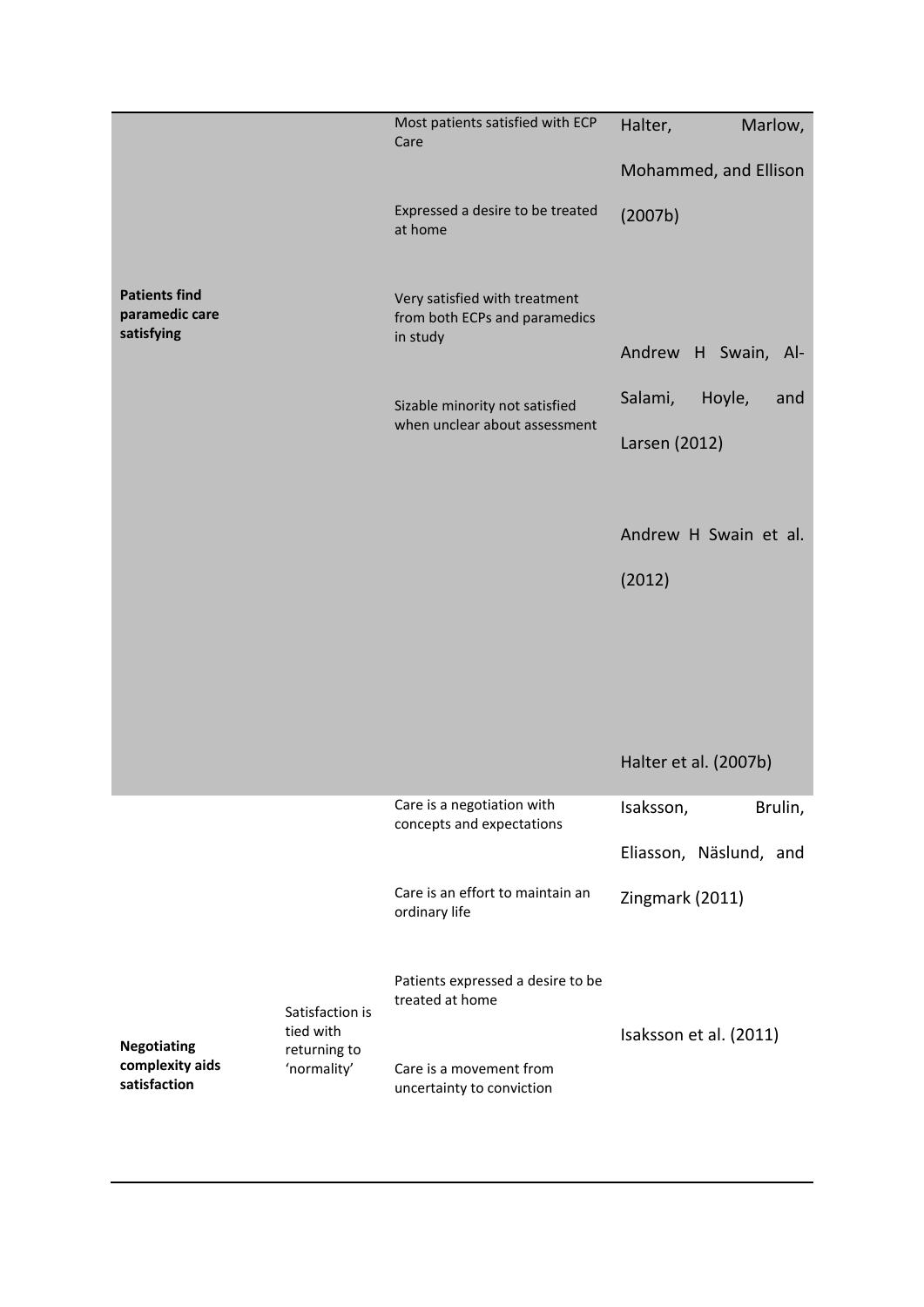| | | | |
|---|---|---|---|
| **Patients find paramedic care satisfying** | | Most patients satisfied with ECP Care | Halter, Marlow, Mohammed, and Ellison (2007b) |
| | | Expressed a desire to be treated at home | |
| | | Very satisfied with treatment from both ECPs and paramedics in study | Andrew H Swain, Al-Salami, Hoyle, and Larsen (2012) |
| | | Sizable minority not satisfied when unclear about assessment | Andrew H Swain et al. (2012) |
| | | | Halter et al. (2007b) |
| **Negotiating complexity aids satisfaction** | Satisfaction is tied with returning to 'normality' | Care is a negotiation with concepts and expectations | Isaksson, Brulin, Eliasson, Näslund, and Zingmark (2011) |
| | | Care is an effort to maintain an ordinary life | |
| | | Patients expressed a desire to be treated at home | Isaksson et al. (2011) |
| | | Care is a movement from uncertainty to conviction | |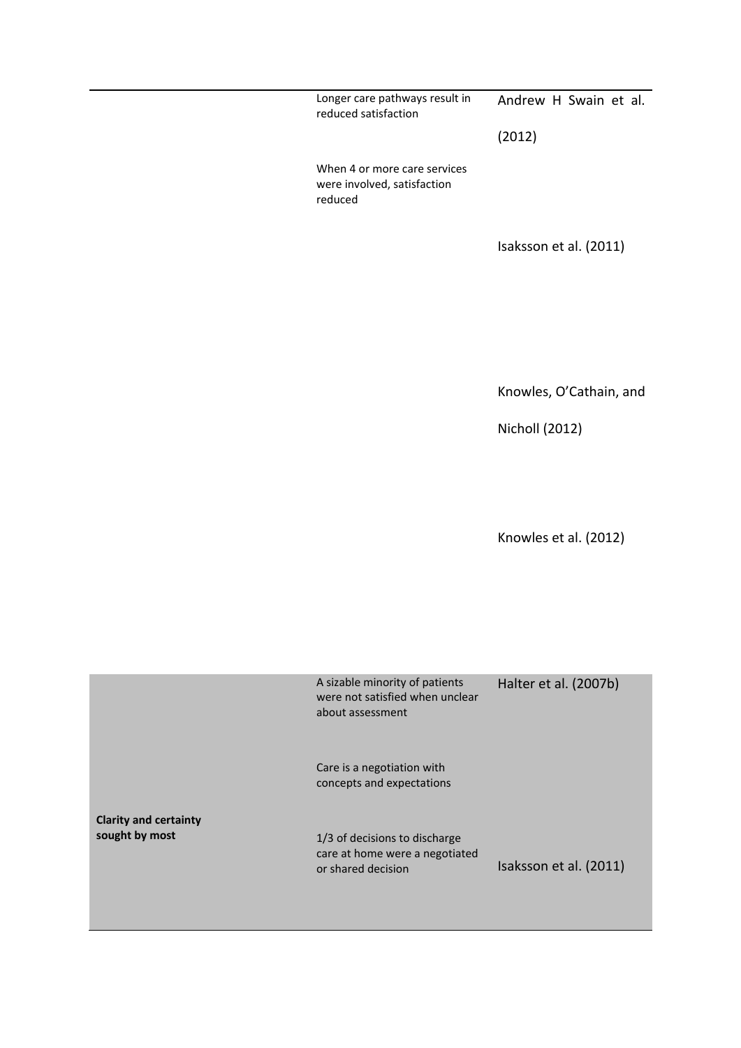| | | |
|---|---|---|
| | Longer care pathways result in reduced satisfaction | Andrew H Swain et al. (2012) |
| | When 4 or more care services were involved, satisfaction reduced | |
| | | Isaksson et al. (2011) |
| | | Knowles, O'Cathain, and Nicholl (2012) |
| | | Knowles et al. (2012) |
| **Clarity and certainty sought by most** | A sizable minority of patients were not satisfied when unclear about assessment | Halter et al. (2007b) |
| | Care is a negotiation with concepts and expectations | |
| | 1/3 of decisions to discharge care at home were a negotiated or shared decision | Isaksson et al. (2011) |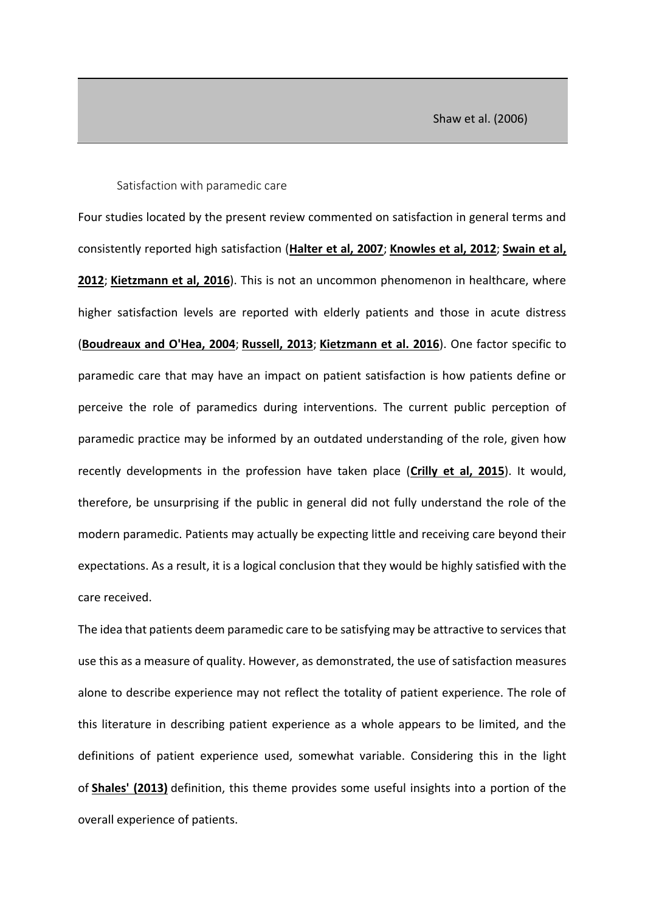| Shaw et al. (2006) |
|---|

### Satisfaction with paramedic care

Four studies located by the present review commented on satisfaction in general terms and consistently reported high satisfaction (**Halter et al, 2007**; **Knowles et al, 2012**; **Swain et al, 2012**; **Kietzmann et al, 2016**). This is not an uncommon phenomenon in healthcare, where higher satisfaction levels are reported with elderly patients and those in acute distress (**Boudreaux and O'Hea, 2004**; **Russell, 2013**; **Kietzmann et al. 2016**). One factor specific to paramedic care that may have an impact on patient satisfaction is how patients define or perceive the role of paramedics during interventions. The current public perception of paramedic practice may be informed by an outdated understanding of the role, given how recently developments in the profession have taken place (**Crilly et al, 2015**). It would, therefore, be unsurprising if the public in general did not fully understand the role of the modern paramedic. Patients may actually be expecting little and receiving care beyond their expectations. As a result, it is a logical conclusion that they would be highly satisfied with the care received.

The idea that patients deem paramedic care to be satisfying may be attractive to services that use this as a measure of quality. However, as demonstrated, the use of satisfaction measures alone to describe experience may not reflect the totality of patient experience. The role of this literature in describing patient experience as a whole appears to be limited, and the definitions of patient experience used, somewhat variable. Considering this in the light of **Shales' (2013)** definition, this theme provides some useful insights into a portion of the overall experience of patients.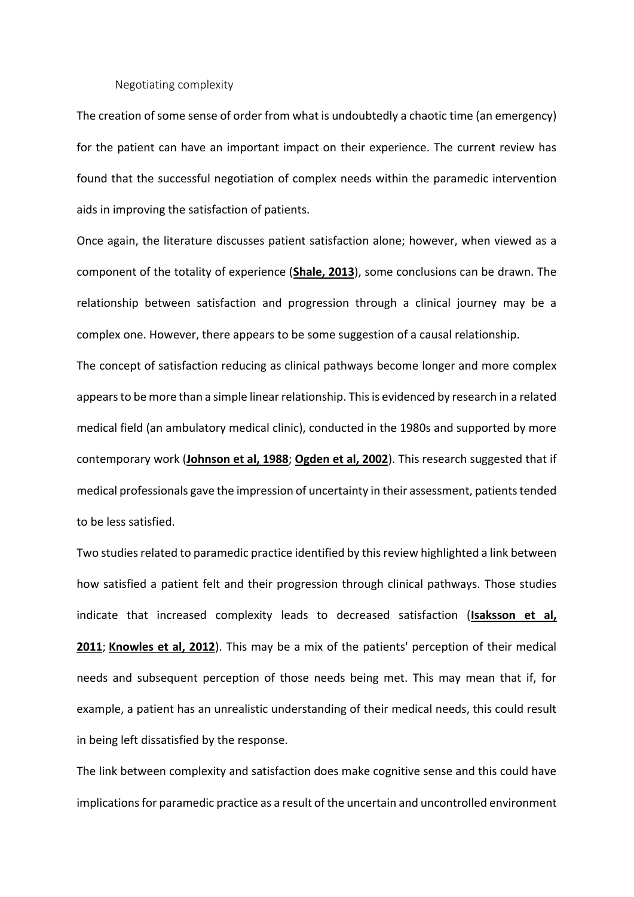### Negotiating complexity

The creation of some sense of order from what is undoubtedly a chaotic time (an emergency) for the patient can have an important impact on their experience. The current review has found that the successful negotiation of complex needs within the paramedic intervention aids in improving the satisfaction of patients.

Once again, the literature discusses patient satisfaction alone; however, when viewed as a component of the totality of experience (**Shale, 2013**), some conclusions can be drawn. The relationship between satisfaction and progression through a clinical journey may be a complex one. However, there appears to be some suggestion of a causal relationship.

The concept of satisfaction reducing as clinical pathways become longer and more complex appears to be more than a simple linear relationship. This is evidenced by research in a related medical field (an ambulatory medical clinic), conducted in the 1980s and supported by more contemporary work (**Johnson et al, 1988**; **Ogden et al, 2002**). This research suggested that if medical professionals gave the impression of uncertainty in their assessment, patients tended to be less satisfied.

Two studies related to paramedic practice identified by this review highlighted a link between how satisfied a patient felt and their progression through clinical pathways. Those studies indicate that increased complexity leads to decreased satisfaction (**Isaksson et al, 2011**; **Knowles et al, 2012**). This may be a mix of the patients' perception of their medical needs and subsequent perception of those needs being met. This may mean that if, for example, a patient has an unrealistic understanding of their medical needs, this could result in being left dissatisfied by the response.

The link between complexity and satisfaction does make cognitive sense and this could have implications for paramedic practice as a result of the uncertain and uncontrolled environment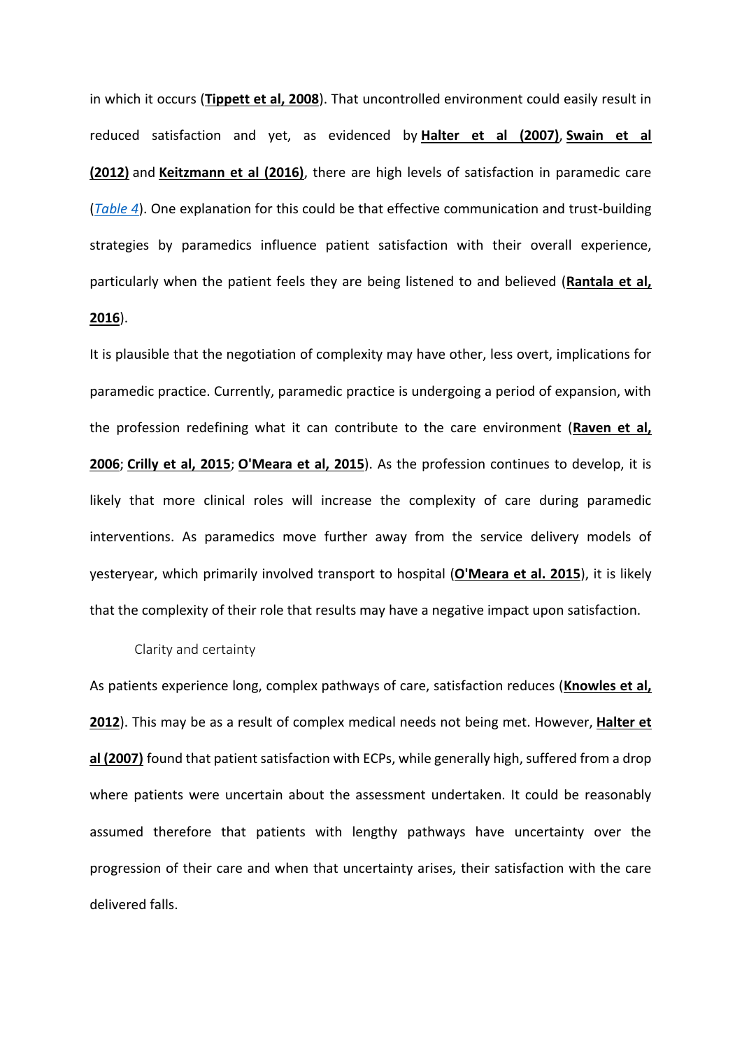in which it occurs (**Tippett et al, 2008**). That uncontrolled environment could easily result in reduced satisfaction and yet, as evidenced by **Halter et al (2007)**, **Swain et al (2012)** and **Keitzmann et al (2016)**, there are high levels of satisfaction in paramedic care (*Table 4*). One explanation for this could be that effective communication and trust-building strategies by paramedics influence patient satisfaction with their overall experience, particularly when the patient feels they are being listened to and believed (**Rantala et al, 2016**).

It is plausible that the negotiation of complexity may have other, less overt, implications for paramedic practice. Currently, paramedic practice is undergoing a period of expansion, with the profession redefining what it can contribute to the care environment (**Raven et al, 2006**; **Crilly et al, 2015**; **O'Meara et al, 2015**). As the profession continues to develop, it is likely that more clinical roles will increase the complexity of care during paramedic interventions. As paramedics move further away from the service delivery models of yesteryear, which primarily involved transport to hospital (**O'Meara et al. 2015**), it is likely that the complexity of their role that results may have a negative impact upon satisfaction.

### Clarity and certainty

As patients experience long, complex pathways of care, satisfaction reduces (**Knowles et al, 2012**). This may be as a result of complex medical needs not being met. However, **Halter et al (2007)** found that patient satisfaction with ECPs, while generally high, suffered from a drop where patients were uncertain about the assessment undertaken. It could be reasonably assumed therefore that patients with lengthy pathways have uncertainty over the progression of their care and when that uncertainty arises, their satisfaction with the care delivered falls.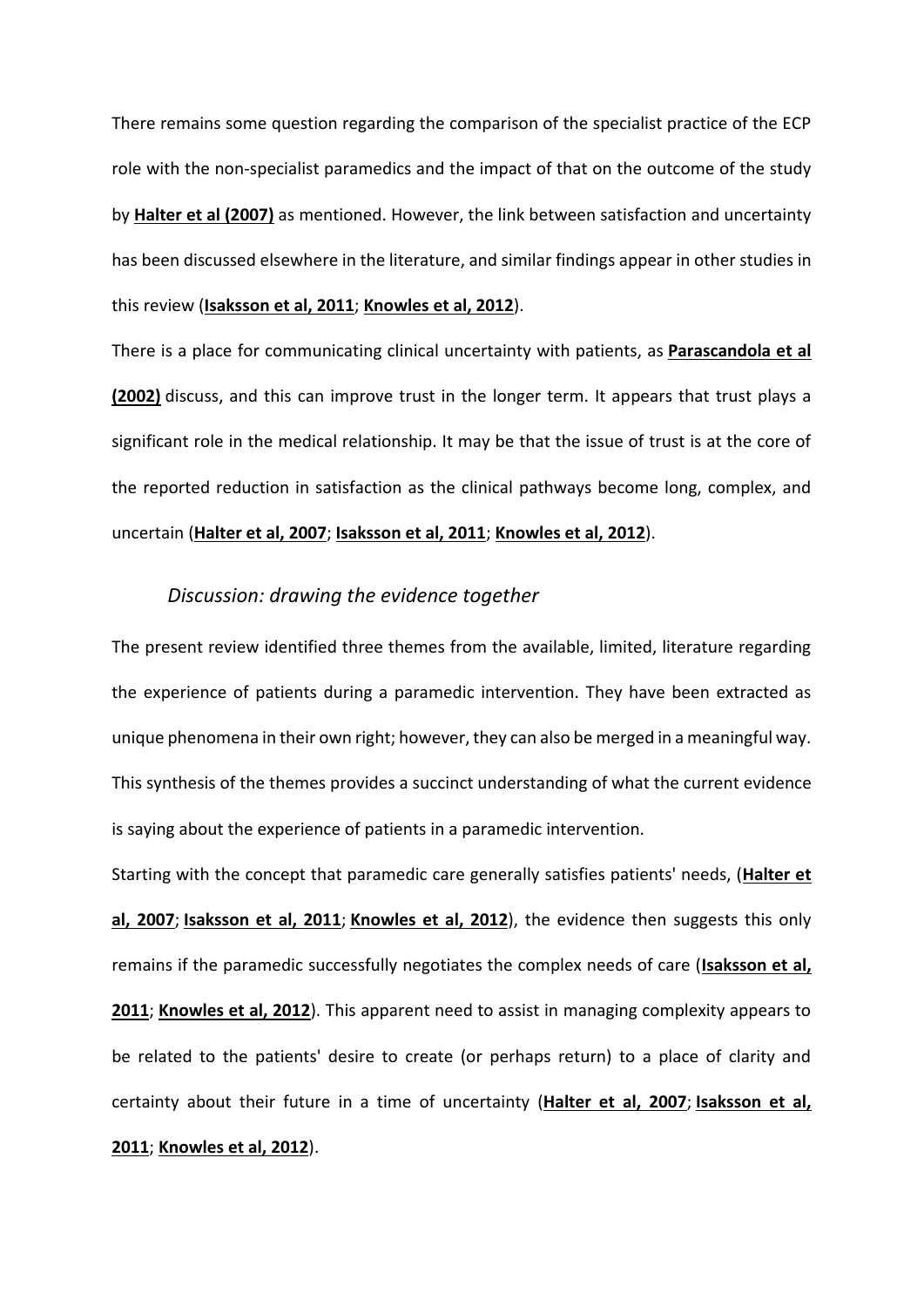There remains some question regarding the comparison of the specialist practice of the ECP role with the non-specialist paramedics and the impact of that on the outcome of the study by **Halter et al (2007)** as mentioned. However, the link between satisfaction and uncertainty has been discussed elsewhere in the literature, and similar findings appear in other studies in this review (**Isaksson et al, 2011**; **Knowles et al, 2012**).

There is a place for communicating clinical uncertainty with patients, as **Parascandola et al (2002)** discuss, and this can improve trust in the longer term. It appears that trust plays a significant role in the medical relationship. It may be that the issue of trust is at the core of the reported reduction in satisfaction as the clinical pathways become long, complex, and uncertain (**Halter et al, 2007**; **Isaksson et al, 2011**; **Knowles et al, 2012**).

### *Discussion: drawing the evidence together*

The present review identified three themes from the available, limited, literature regarding the experience of patients during a paramedic intervention. They have been extracted as unique phenomena in their own right; however, they can also be merged in a meaningful way. This synthesis of the themes provides a succinct understanding of what the current evidence is saying about the experience of patients in a paramedic intervention.

Starting with the concept that paramedic care generally satisfies patients' needs, (**Halter et al, 2007**; **Isaksson et al, 2011**; **Knowles et al, 2012**), the evidence then suggests this only remains if the paramedic successfully negotiates the complex needs of care (**Isaksson et al, 2011**; **Knowles et al, 2012**). This apparent need to assist in managing complexity appears to be related to the patients' desire to create (or perhaps return) to a place of clarity and certainty about their future in a time of uncertainty (**Halter et al, 2007**; **Isaksson et al, 2011**; **Knowles et al, 2012**).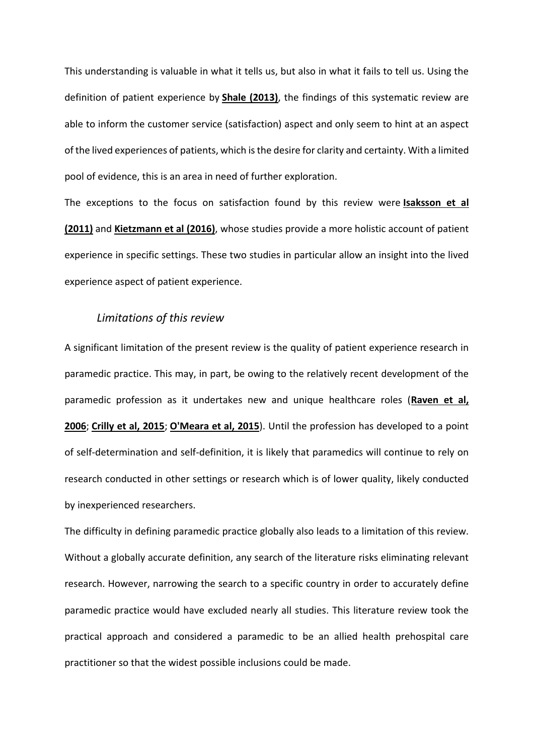This understanding is valuable in what it tells us, but also in what it fails to tell us. Using the definition of patient experience by **Shale (2013)**, the findings of this systematic review are able to inform the customer service (satisfaction) aspect and only seem to hint at an aspect of the lived experiences of patients, which is the desire for clarity and certainty. With a limited pool of evidence, this is an area in need of further exploration.

The exceptions to the focus on satisfaction found by this review were **Isaksson et al (2011)** and **Kietzmann et al (2016)**, whose studies provide a more holistic account of patient experience in specific settings. These two studies in particular allow an insight into the lived experience aspect of patient experience.

### *Limitations of this review*

A significant limitation of the present review is the quality of patient experience research in paramedic practice. This may, in part, be owing to the relatively recent development of the paramedic profession as it undertakes new and unique healthcare roles (**Raven et al, 2006**; **Crilly et al, 2015**; **O'Meara et al, 2015**). Until the profession has developed to a point of self-determination and self-definition, it is likely that paramedics will continue to rely on research conducted in other settings or research which is of lower quality, likely conducted by inexperienced researchers.

The difficulty in defining paramedic practice globally also leads to a limitation of this review. Without a globally accurate definition, any search of the literature risks eliminating relevant research. However, narrowing the search to a specific country in order to accurately define paramedic practice would have excluded nearly all studies. This literature review took the practical approach and considered a paramedic to be an allied health prehospital care practitioner so that the widest possible inclusions could be made.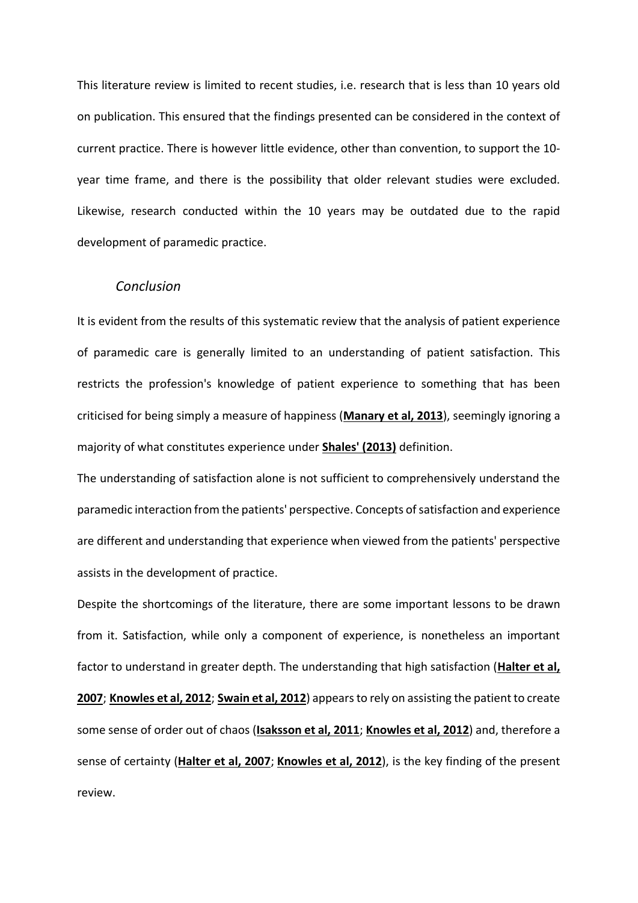This literature review is limited to recent studies, i.e. research that is less than 10 years old on publication. This ensured that the findings presented can be considered in the context of current practice. There is however little evidence, other than convention, to support the 10-year time frame, and there is the possibility that older relevant studies were excluded. Likewise, research conducted within the 10 years may be outdated due to the rapid development of paramedic practice.

### *Conclusion*

It is evident from the results of this systematic review that the analysis of patient experience of paramedic care is generally limited to an understanding of patient satisfaction. This restricts the profession's knowledge of patient experience to something that has been criticised for being simply a measure of happiness (**Manary et al, 2013**), seemingly ignoring a majority of what constitutes experience under **Shales' (2013)** definition.

The understanding of satisfaction alone is not sufficient to comprehensively understand the paramedic interaction from the patients' perspective. Concepts of satisfaction and experience are different and understanding that experience when viewed from the patients' perspective assists in the development of practice.

Despite the shortcomings of the literature, there are some important lessons to be drawn from it. Satisfaction, while only a component of experience, is nonetheless an important factor to understand in greater depth. The understanding that high satisfaction (**Halter et al, 2007**; **Knowles et al, 2012**; **Swain et al, 2012**) appears to rely on assisting the patient to create some sense of order out of chaos (**Isaksson et al, 2011**; **Knowles et al, 2012**) and, therefore a sense of certainty (**Halter et al, 2007**; **Knowles et al, 2012**), is the key finding of the present review.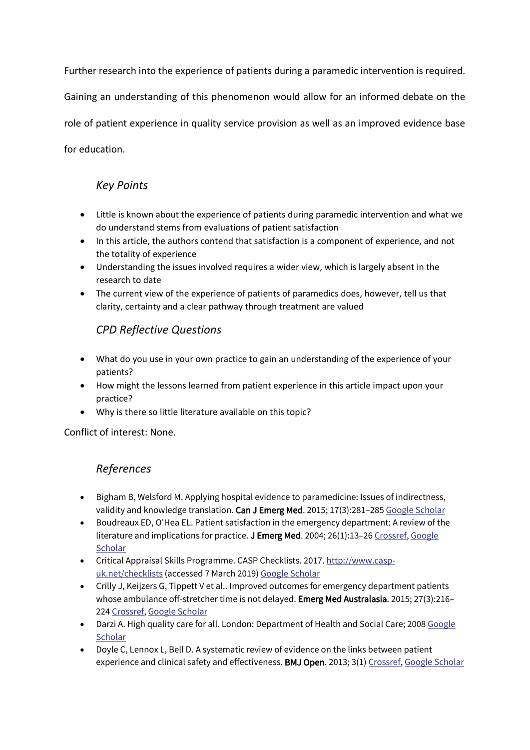Further research into the experience of patients during a paramedic intervention is required. Gaining an understanding of this phenomenon would allow for an informed debate on the role of patient experience in quality service provision as well as an improved evidence base for education.

## *Key Points*

- Little is known about the experience of patients during paramedic intervention and what we do understand stems from evaluations of patient satisfaction
- In this article, the authors contend that satisfaction is a component of experience, and not the totality of experience
- Understanding the issues involved requires a wider view, which is largely absent in the research to date
- The current view of the experience of patients of paramedics does, however, tell us that clarity, certainty and a clear pathway through treatment are valued

## *CPD Reflective Questions*

- What do you use in your own practice to gain an understanding of the experience of your patients?
- How might the lessons learned from patient experience in this article impact upon your practice?
- Why is there so little literature available on this topic?

Conflict of interest: None.

## *References*

- Bigham B, Welsford M. Applying hospital evidence to paramedicine: Issues of indirectness, validity and knowledge translation. **Can J Emerg Med**. 2015; 17(3):281–285 Google Scholar
- Boudreaux ED, O'Hea EL. Patient satisfaction in the emergency department: A review of the literature and implications for practice. **J Emerg Med**. 2004; 26(1):13–26 Crossref, Google Scholar
- Critical Appraisal Skills Programme. CASP Checklists. 2017. http://www.casp-uk.net/checklists (accessed 7 March 2019) Google Scholar
- Crilly J, Keijzers G, Tippett V et al.. Improved outcomes for emergency department patients whose ambulance off-stretcher time is not delayed. **Emerg Med Australasia**. 2015; 27(3):216–224 Crossref, Google Scholar
- Darzi A. High quality care for all. London: Department of Health and Social Care; 2008 Google Scholar
- Doyle C, Lennox L, Bell D. A systematic review of evidence on the links between patient experience and clinical safety and effectiveness. **BMJ Open**. 2013; 3(1) Crossref, Google Scholar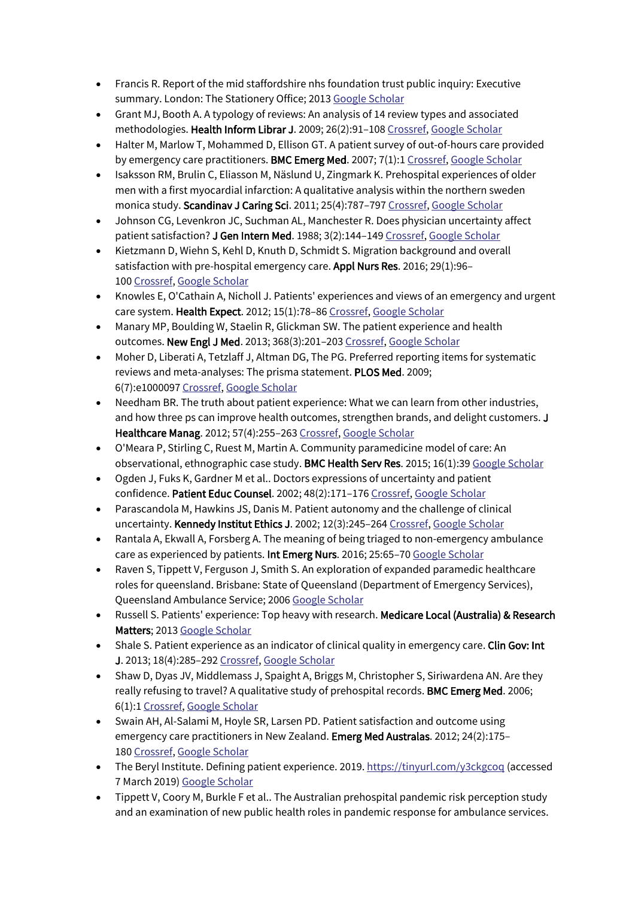- Francis R. Report of the mid staffordshire nhs foundation trust public inquiry: Executive summary. London: The Stationery Office; 2013 Google Scholar
- Grant MJ, Booth A. A typology of reviews: An analysis of 14 review types and associated methodologies. **Health Inform Librar J**. 2009; 26(2):91–108 Crossref, Google Scholar
- Halter M, Marlow T, Mohammed D, Ellison GT. A patient survey of out-of-hours care provided by emergency care practitioners. **BMC Emerg Med**. 2007; 7(1):1 Crossref, Google Scholar
- Isaksson RM, Brulin C, Eliasson M, Näslund U, Zingmark K. Prehospital experiences of older men with a first myocardial infarction: A qualitative analysis within the northern sweden monica study. **Scandinav J Caring Sci**. 2011; 25(4):787–797 Crossref, Google Scholar
- Johnson CG, Levenkron JC, Suchman AL, Manchester R. Does physician uncertainty affect patient satisfaction? **J Gen Intern Med**. 1988; 3(2):144–149 Crossref, Google Scholar
- Kietzmann D, Wiehn S, Kehl D, Knuth D, Schmidt S. Migration background and overall satisfaction with pre-hospital emergency care. **Appl Nurs Res**. 2016; 29(1):96–100 Crossref, Google Scholar
- Knowles E, O'Cathain A, Nicholl J. Patients' experiences and views of an emergency and urgent care system. **Health Expect**. 2012; 15(1):78–86 Crossref, Google Scholar
- Manary MP, Boulding W, Staelin R, Glickman SW. The patient experience and health outcomes. **New Engl J Med**. 2013; 368(3):201–203 Crossref, Google Scholar
- Moher D, Liberati A, Tetzlaff J, Altman DG, The PG. Preferred reporting items for systematic reviews and meta-analyses: The prisma statement. **PLOS Med**. 2009; 6(7):e1000097 Crossref, Google Scholar
- Needham BR. The truth about patient experience: What we can learn from other industries, and how three ps can improve health outcomes, strengthen brands, and delight customers. **J Healthcare Manag**. 2012; 57(4):255–263 Crossref, Google Scholar
- O'Meara P, Stirling C, Ruest M, Martin A. Community paramedicine model of care: An observational, ethnographic case study. **BMC Health Serv Res**. 2015; 16(1):39 Google Scholar
- Ogden J, Fuks K, Gardner M et al.. Doctors expressions of uncertainty and patient confidence. **Patient Educ Counsel**. 2002; 48(2):171–176 Crossref, Google Scholar
- Parascandola M, Hawkins JS, Danis M. Patient autonomy and the challenge of clinical uncertainty. **Kennedy Institut Ethics J**. 2002; 12(3):245–264 Crossref, Google Scholar
- Rantala A, Ekwall A, Forsberg A. The meaning of being triaged to non-emergency ambulance care as experienced by patients. **Int Emerg Nurs**. 2016; 25:65–70 Google Scholar
- Raven S, Tippett V, Ferguson J, Smith S. An exploration of expanded paramedic healthcare roles for queensland. Brisbane: State of Queensland (Department of Emergency Services), Queensland Ambulance Service; 2006 Google Scholar
- Russell S. Patients' experience: Top heavy with research. **Medicare Local (Australia) & Research Matters**; 2013 Google Scholar
- Shale S. Patient experience as an indicator of clinical quality in emergency care. **Clin Gov: Int J**. 2013; 18(4):285–292 Crossref, Google Scholar
- Shaw D, Dyas JV, Middlemass J, Spaight A, Briggs M, Christopher S, Siriwardena AN. Are they really refusing to travel? A qualitative study of prehospital records. **BMC Emerg Med**. 2006; 6(1):1 Crossref, Google Scholar
- Swain AH, Al-Salami M, Hoyle SR, Larsen PD. Patient satisfaction and outcome using emergency care practitioners in New Zealand. **Emerg Med Australas**. 2012; 24(2):175–180 Crossref, Google Scholar
- The Beryl Institute. Defining patient experience. 2019. https://tinyurl.com/y3ckgcoq (accessed 7 March 2019) Google Scholar
- Tippett V, Coory M, Burkle F et al.. The Australian prehospital pandemic risk perception study and an examination of new public health roles in pandemic response for ambulance services.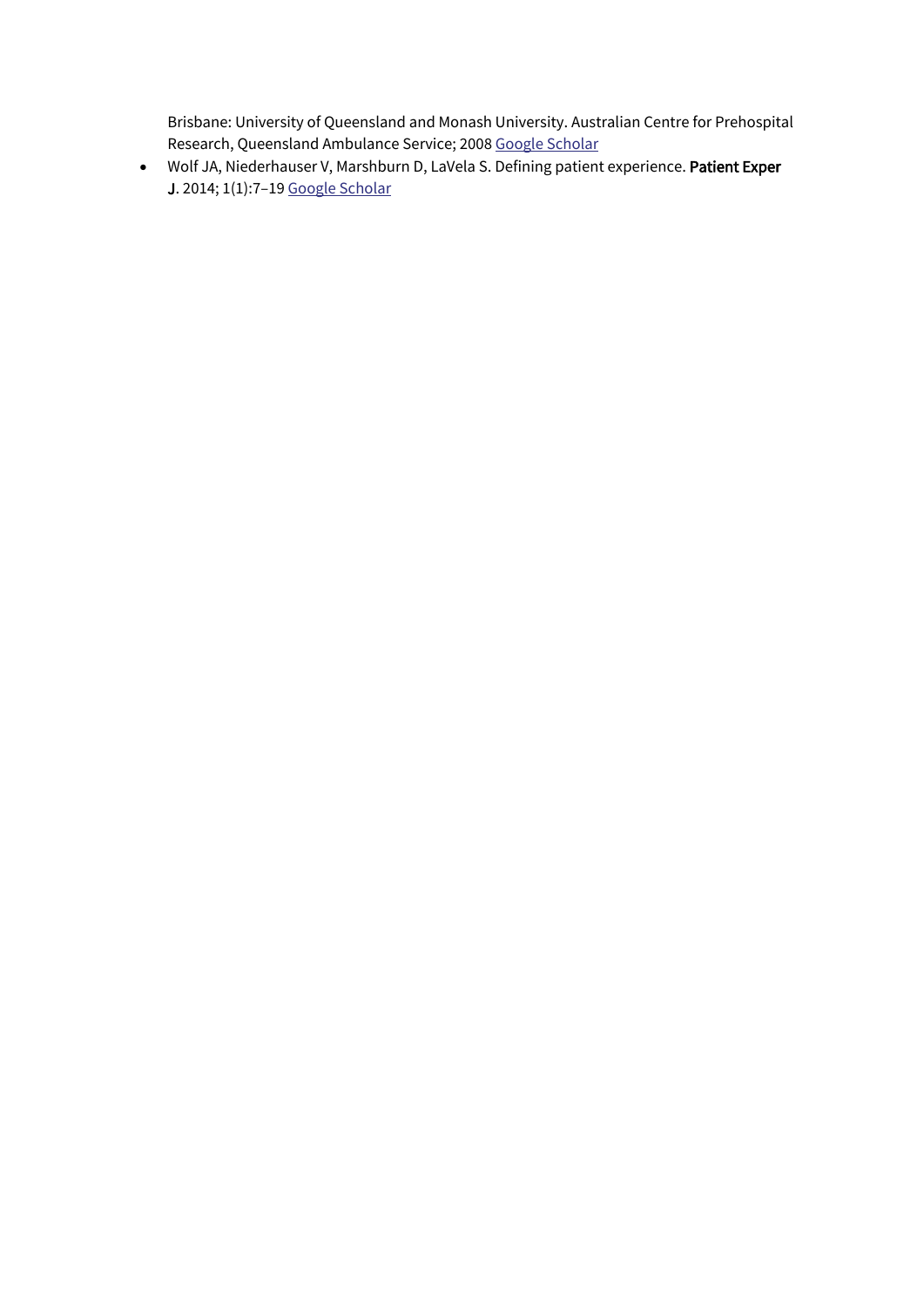Brisbane: University of Queensland and Monash University. Australian Centre for Prehospital Research, Queensland Ambulance Service; 2008 Google Scholar

- Wolf JA, Niederhauser V, Marshburn D, LaVela S. Defining patient experience. **Patient Exper J**. 2014; 1(1):7–19 Google Scholar